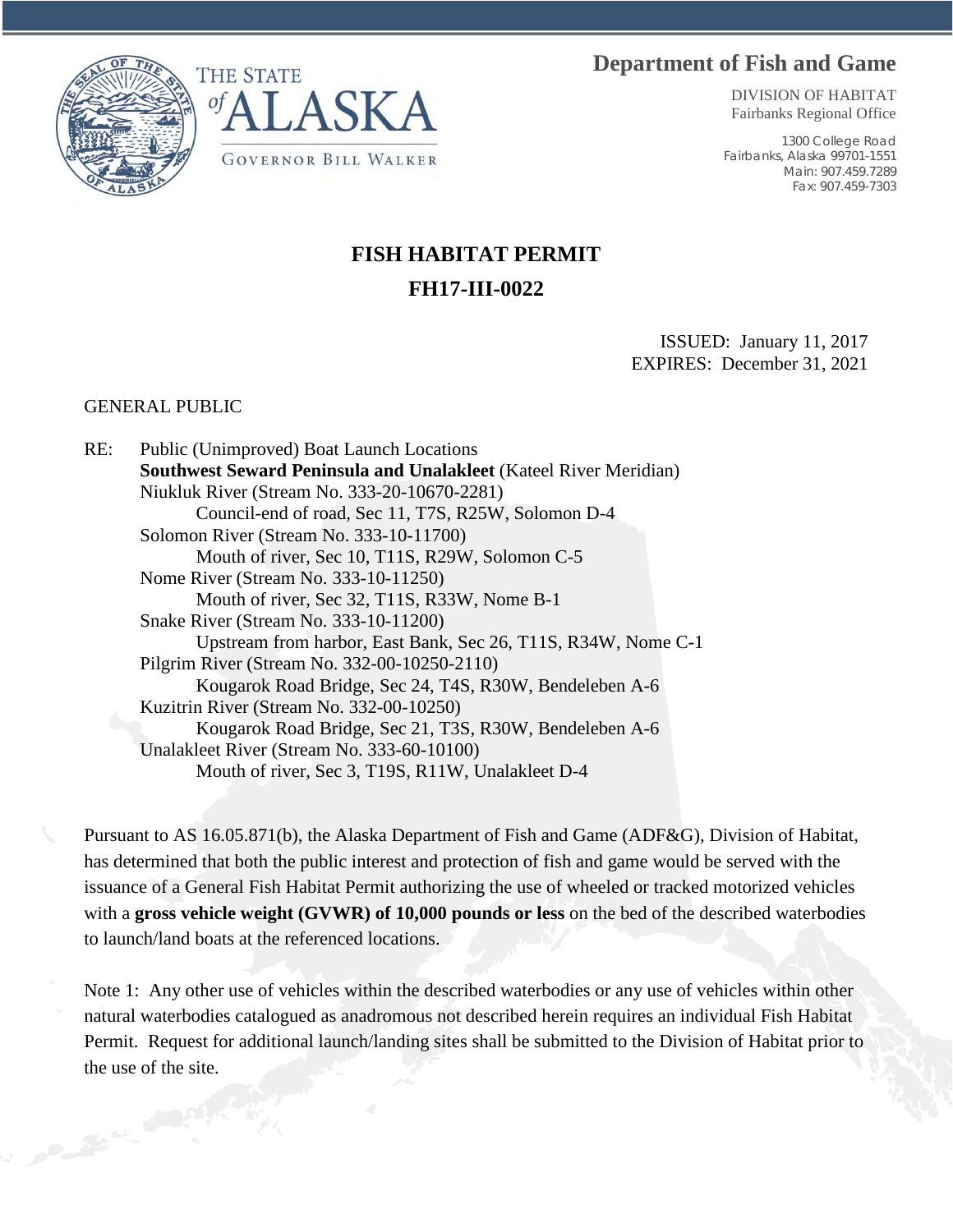THE STATE of ALASKA

GOVERNOR BILL WALKER

**Department of Fish and Game**

DIVISION OF HABITAT
Fairbanks Regional Office

1300 College Road
Fairbanks, Alaska 99701-1551
Main: 907.459.7289
Fax: 907.459-7303

# FISH HABITAT PERMIT

# FH17-III-0022

ISSUED: January 11, 2017
EXPIRES: December 31, 2021

GENERAL PUBLIC

RE: Public (Unimproved) Boat Launch Locations
**Southwest Seward Peninsula and Unalakleet** (Kateel River Meridian)
Niukluk River (Stream No. 333-20-10670-2281)
  Council-end of road, Sec 11, T7S, R25W, Solomon D-4
Solomon River (Stream No. 333-10-11700)
  Mouth of river, Sec 10, T11S, R29W, Solomon C-5
Nome River (Stream No. 333-10-11250)
  Mouth of river, Sec 32, T11S, R33W, Nome B-1
Snake River (Stream No. 333-10-11200)
  Upstream from harbor, East Bank, Sec 26, T11S, R34W, Nome C-1
Pilgrim River (Stream No. 332-00-10250-2110)
  Kougarok Road Bridge, Sec 24, T4S, R30W, Bendeleben A-6
Kuzitrin River (Stream No. 332-00-10250)
  Kougarok Road Bridge, Sec 21, T3S, R30W, Bendeleben A-6
Unalakleet River (Stream No. 333-60-10100)
  Mouth of river, Sec 3, T19S, R11W, Unalakleet D-4

Pursuant to AS 16.05.871(b), the Alaska Department of Fish and Game (ADF&G), Division of Habitat, has determined that both the public interest and protection of fish and game would be served with the issuance of a General Fish Habitat Permit authorizing the use of wheeled or tracked motorized vehicles with a **gross vehicle weight (GVWR) of 10,000 pounds or less** on the bed of the described waterbodies to launch/land boats at the referenced locations.

Note 1: Any other use of vehicles within the described waterbodies or any use of vehicles within other natural waterbodies catalogued as anadromous not described herein requires an individual Fish Habitat Permit. Request for additional launch/landing sites shall be submitted to the Division of Habitat prior to the use of the site.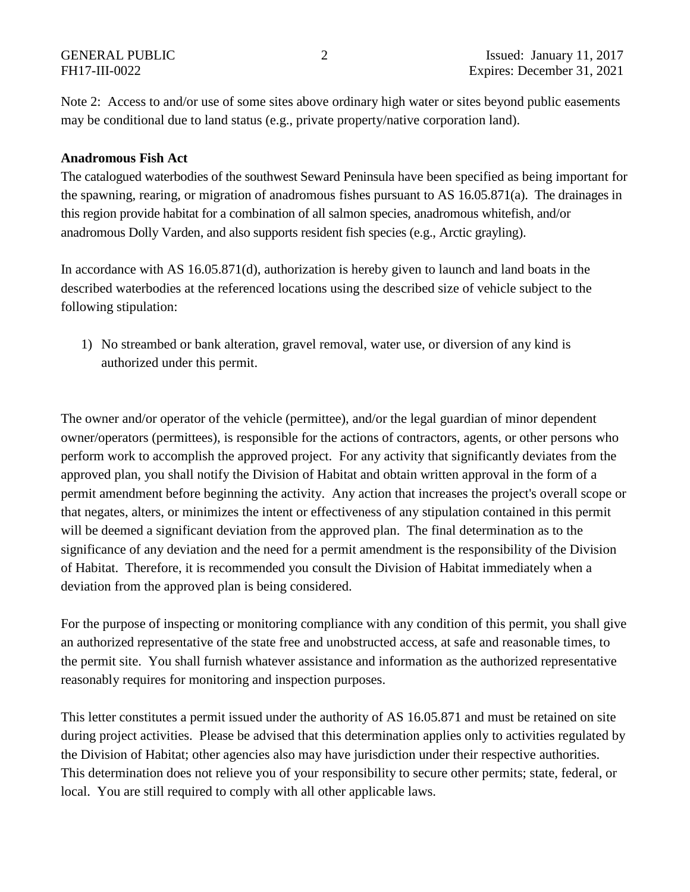Note 2: Access to and/or use of some sites above ordinary high water or sites beyond public easements may be conditional due to land status (e.g., private property/native corporation land).

**Anadromous Fish Act**

The catalogued waterbodies of the southwest Seward Peninsula have been specified as being important for the spawning, rearing, or migration of anadromous fishes pursuant to AS 16.05.871(a). The drainages in this region provide habitat for a combination of all salmon species, anadromous whitefish, and/or anadromous Dolly Varden, and also supports resident fish species (e.g., Arctic grayling).

In accordance with AS 16.05.871(d), authorization is hereby given to launch and land boats in the described waterbodies at the referenced locations using the described size of vehicle subject to the following stipulation:

1) No streambed or bank alteration, gravel removal, water use, or diversion of any kind is authorized under this permit.

The owner and/or operator of the vehicle (permittee), and/or the legal guardian of minor dependent owner/operators (permittees), is responsible for the actions of contractors, agents, or other persons who perform work to accomplish the approved project. For any activity that significantly deviates from the approved plan, you shall notify the Division of Habitat and obtain written approval in the form of a permit amendment before beginning the activity. Any action that increases the project's overall scope or that negates, alters, or minimizes the intent or effectiveness of any stipulation contained in this permit will be deemed a significant deviation from the approved plan. The final determination as to the significance of any deviation and the need for a permit amendment is the responsibility of the Division of Habitat. Therefore, it is recommended you consult the Division of Habitat immediately when a deviation from the approved plan is being considered.

For the purpose of inspecting or monitoring compliance with any condition of this permit, you shall give an authorized representative of the state free and unobstructed access, at safe and reasonable times, to the permit site. You shall furnish whatever assistance and information as the authorized representative reasonably requires for monitoring and inspection purposes.

This letter constitutes a permit issued under the authority of AS 16.05.871 and must be retained on site during project activities. Please be advised that this determination applies only to activities regulated by the Division of Habitat; other agencies also may have jurisdiction under their respective authorities. This determination does not relieve you of your responsibility to secure other permits; state, federal, or local. You are still required to comply with all other applicable laws.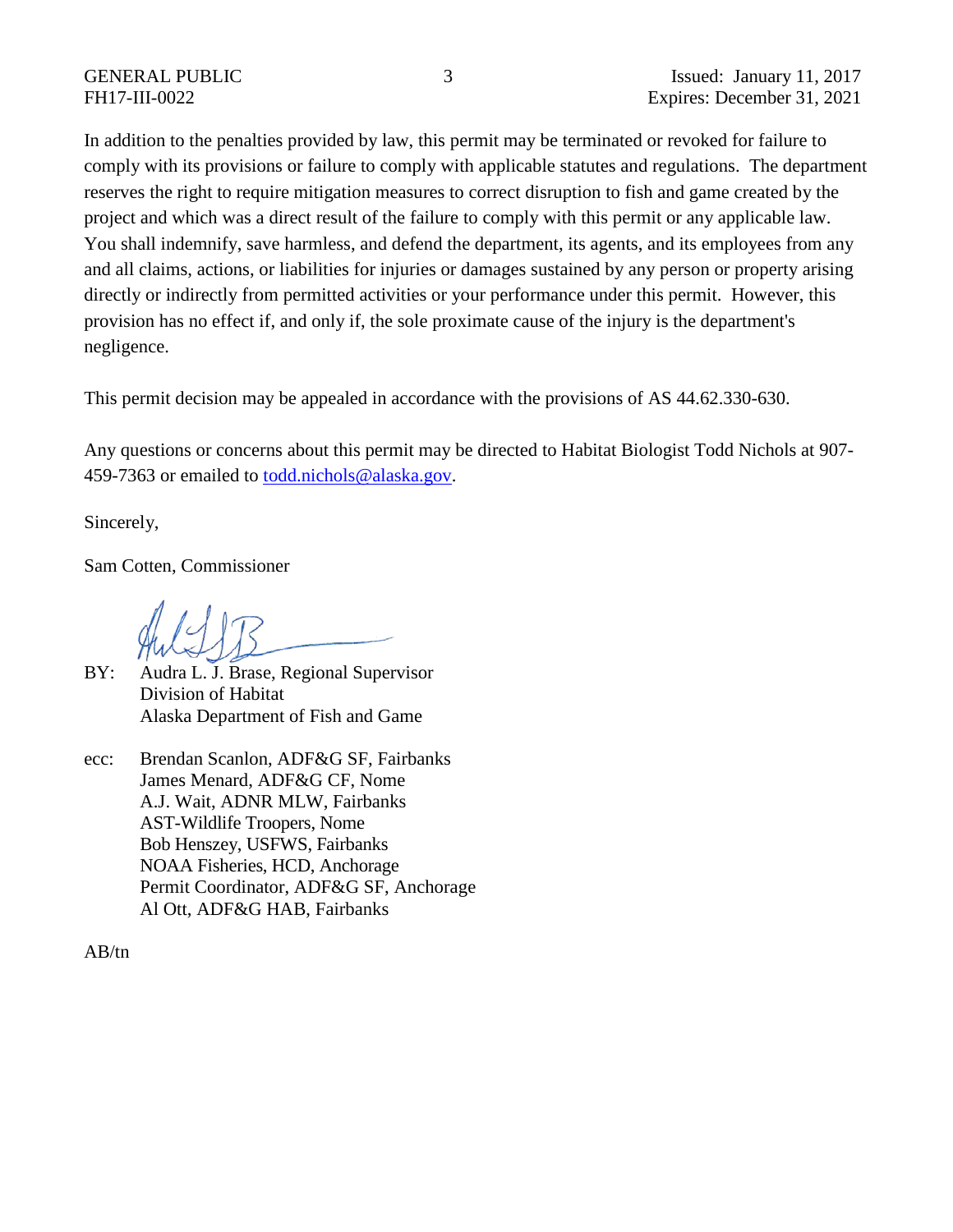In addition to the penalties provided by law, this permit may be terminated or revoked for failure to comply with its provisions or failure to comply with applicable statutes and regulations. The department reserves the right to require mitigation measures to correct disruption to fish and game created by the project and which was a direct result of the failure to comply with this permit or any applicable law. You shall indemnify, save harmless, and defend the department, its agents, and its employees from any and all claims, actions, or liabilities for injuries or damages sustained by any person or property arising directly or indirectly from permitted activities or your performance under this permit. However, this provision has no effect if, and only if, the sole proximate cause of the injury is the department's negligence.

This permit decision may be appealed in accordance with the provisions of AS 44.62.330-630.

Any questions or concerns about this permit may be directed to Habitat Biologist Todd Nichols at 907-459-7363 or emailed to [todd.nichols@alaska.gov](mailto:todd.nichols@alaska.gov).

Sincerely,

Sam Cotten, Commissioner

BY: Audra L. J. Brase, Regional Supervisor
Division of Habitat
Alaska Department of Fish and Game

ecc: Brendan Scanlon, ADF&G SF, Fairbanks
James Menard, ADF&G CF, Nome
A.J. Wait, ADNR MLW, Fairbanks
AST-Wildlife Troopers, Nome
Bob Henszey, USFWS, Fairbanks
NOAA Fisheries, HCD, Anchorage
Permit Coordinator, ADF&G SF, Anchorage
Al Ott, ADF&G HAB, Fairbanks

AB/tn